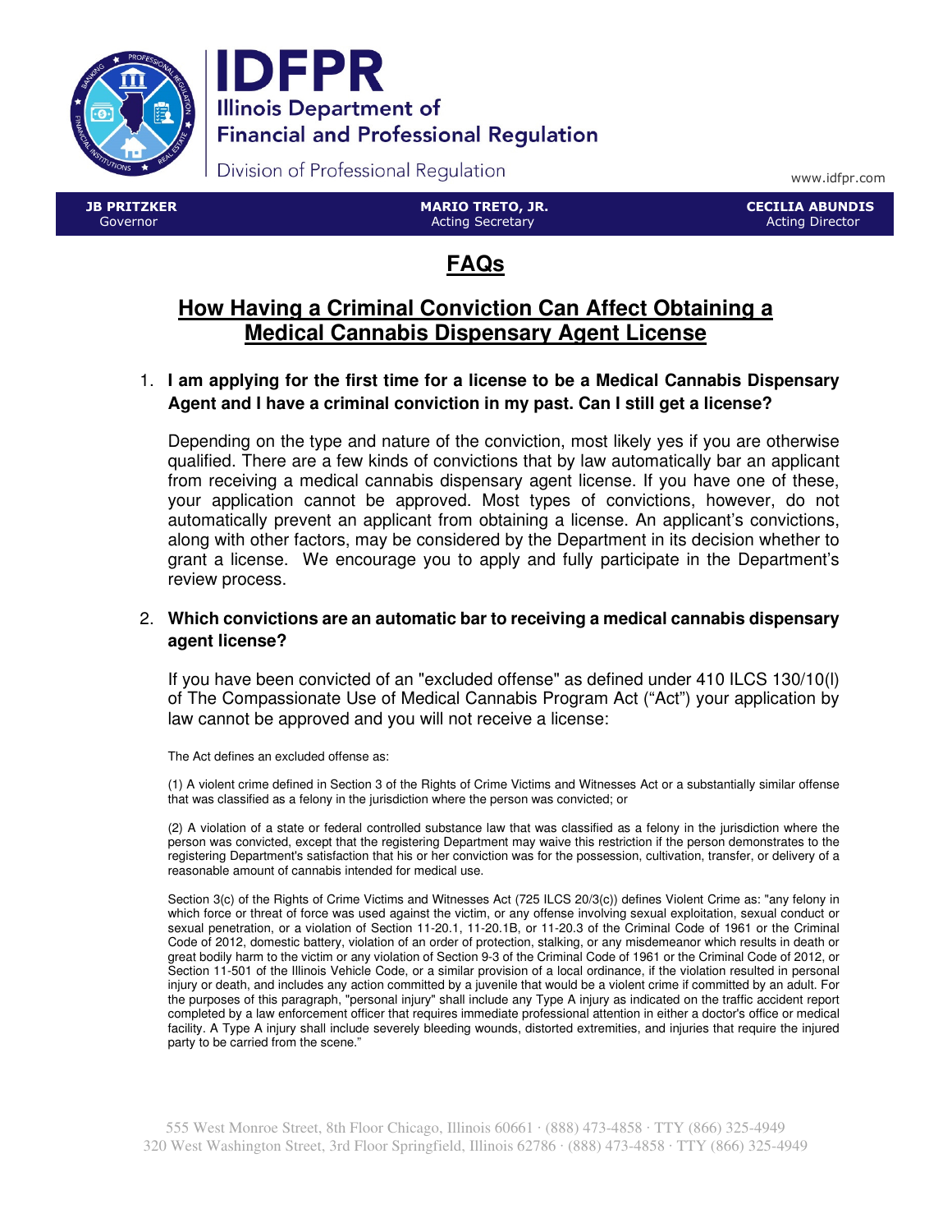# IDFPR

Illinois Department of Financial and Professional Regulation

Division of Professional Regulation

www.idfpr.com

**JB PRITZKER**
Governor

**MARIO TRETO, JR.**
Acting Secretary

**CECILIA ABUNDIS**
Acting Director

## FAQs

## How Having a Criminal Conviction Can Affect Obtaining a Medical Cannabis Dispensary Agent License

1. **I am applying for the first time for a license to be a Medical Cannabis Dispensary Agent and I have a criminal conviction in my past. Can I still get a license?**

   Depending on the type and nature of the conviction, most likely yes if you are otherwise qualified. There are a few kinds of convictions that by law automatically bar an applicant from receiving a medical cannabis dispensary agent license. If you have one of these, your application cannot be approved. Most types of convictions, however, do not automatically prevent an applicant from obtaining a license. An applicant's convictions, along with other factors, may be considered by the Department in its decision whether to grant a license. We encourage you to apply and fully participate in the Department's review process.

2. **Which convictions are an automatic bar to receiving a medical cannabis dispensary agent license?**

   If you have been convicted of an "excluded offense" as defined under 410 ILCS 130/10(l) of The Compassionate Use of Medical Cannabis Program Act ("Act") your application by law cannot be approved and you will not receive a license:

   The Act defines an excluded offense as:

   (1) A violent crime defined in Section 3 of the Rights of Crime Victims and Witnesses Act or a substantially similar offense that was classified as a felony in the jurisdiction where the person was convicted; or

   (2) A violation of a state or federal controlled substance law that was classified as a felony in the jurisdiction where the person was convicted, except that the registering Department may waive this restriction if the person demonstrates to the registering Department's satisfaction that his or her conviction was for the possession, cultivation, transfer, or delivery of a reasonable amount of cannabis intended for medical use.

   Section 3(c) of the Rights of Crime Victims and Witnesses Act (725 ILCS 20/3(c)) defines Violent Crime as: "any felony in which force or threat of force was used against the victim, or any offense involving sexual exploitation, sexual conduct or sexual penetration, or a violation of Section 11-20.1, 11-20.1B, or 11-20.3 of the Criminal Code of 1961 or the Criminal Code of 2012, domestic battery, violation of an order of protection, stalking, or any misdemeanor which results in death or great bodily harm to the victim or any violation of Section 9-3 of the Criminal Code of 1961 or the Criminal Code of 2012, or Section 11-501 of the Illinois Vehicle Code, or a similar provision of a local ordinance, if the violation resulted in personal injury or death, and includes any action committed by a juvenile that would be a violent crime if committed by an adult. For the purposes of this paragraph, "personal injury" shall include any Type A injury as indicated on the traffic accident report completed by a law enforcement officer that requires immediate professional attention in either a doctor's office or medical facility. A Type A injury shall include severely bleeding wounds, distorted extremities, and injuries that require the injured party to be carried from the scene."

555 West Monroe Street, 8th Floor Chicago, Illinois 60661 · (888) 473-4858 · TTY (866) 325-4949
320 West Washington Street, 3rd Floor Springfield, Illinois 62786 · (888) 473-4858 · TTY (866) 325-4949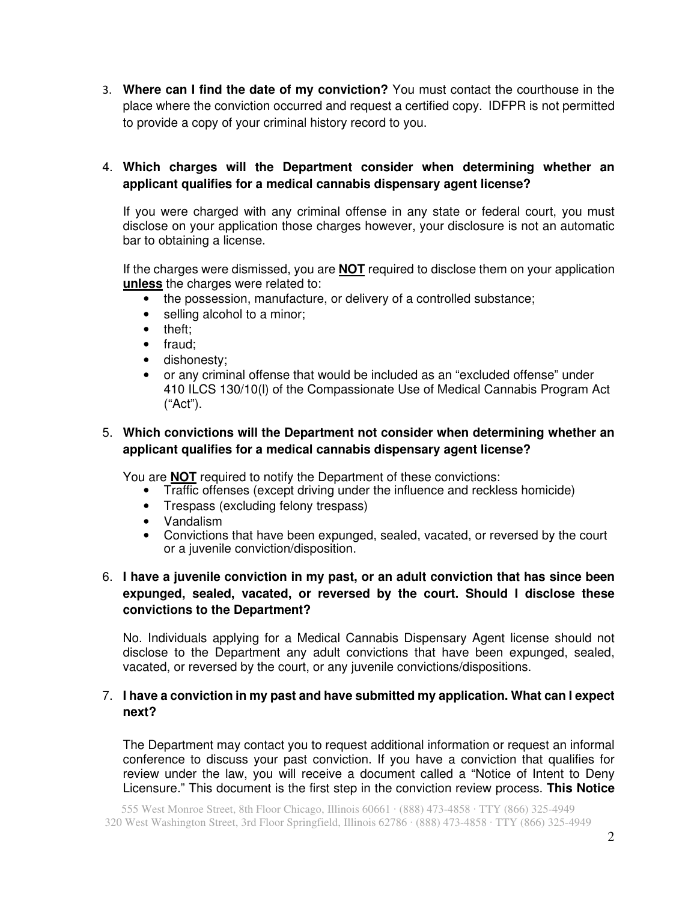3. **Where can I find the date of my conviction?** You must contact the courthouse in the place where the conviction occurred and request a certified copy. IDFPR is not permitted to provide a copy of your criminal history record to you.

4. **Which charges will the Department consider when determining whether an applicant qualifies for a medical cannabis dispensary agent license?**

   If you were charged with any criminal offense in any state or federal court, you must disclose on your application those charges however, your disclosure is not an automatic bar to obtaining a license.

   If the charges were dismissed, you are **NOT** required to disclose them on your application **unless** the charges were related to:

   - the possession, manufacture, or delivery of a controlled substance;
   - selling alcohol to a minor;
   - theft;
   - fraud;
   - dishonesty;
   - or any criminal offense that would be included as an "excluded offense" under 410 ILCS 130/10(l) of the Compassionate Use of Medical Cannabis Program Act ("Act").

5. **Which convictions will the Department not consider when determining whether an applicant qualifies for a medical cannabis dispensary agent license?**

   You are **NOT** required to notify the Department of these convictions:

   - Traffic offenses (except driving under the influence and reckless homicide)
   - Trespass (excluding felony trespass)
   - Vandalism
   - Convictions that have been expunged, sealed, vacated, or reversed by the court or a juvenile conviction/disposition.

6. **I have a juvenile conviction in my past, or an adult conviction that has since been expunged, sealed, vacated, or reversed by the court. Should I disclose these convictions to the Department?**

   No. Individuals applying for a Medical Cannabis Dispensary Agent license should not disclose to the Department any adult convictions that have been expunged, sealed, vacated, or reversed by the court, or any juvenile convictions/dispositions.

7. **I have a conviction in my past and have submitted my application. What can I expect next?**

   The Department may contact you to request additional information or request an informal conference to discuss your past conviction. If you have a conviction that qualifies for review under the law, you will receive a document called a "Notice of Intent to Deny Licensure." This document is the first step in the conviction review process. **This Notice**

555 West Monroe Street, 8th Floor Chicago, Illinois 60661 · (888) 473-4858 · TTY (866) 325-4949
320 West Washington Street, 3rd Floor Springfield, Illinois 62786 · (888) 473-4858 · TTY (866) 325-4949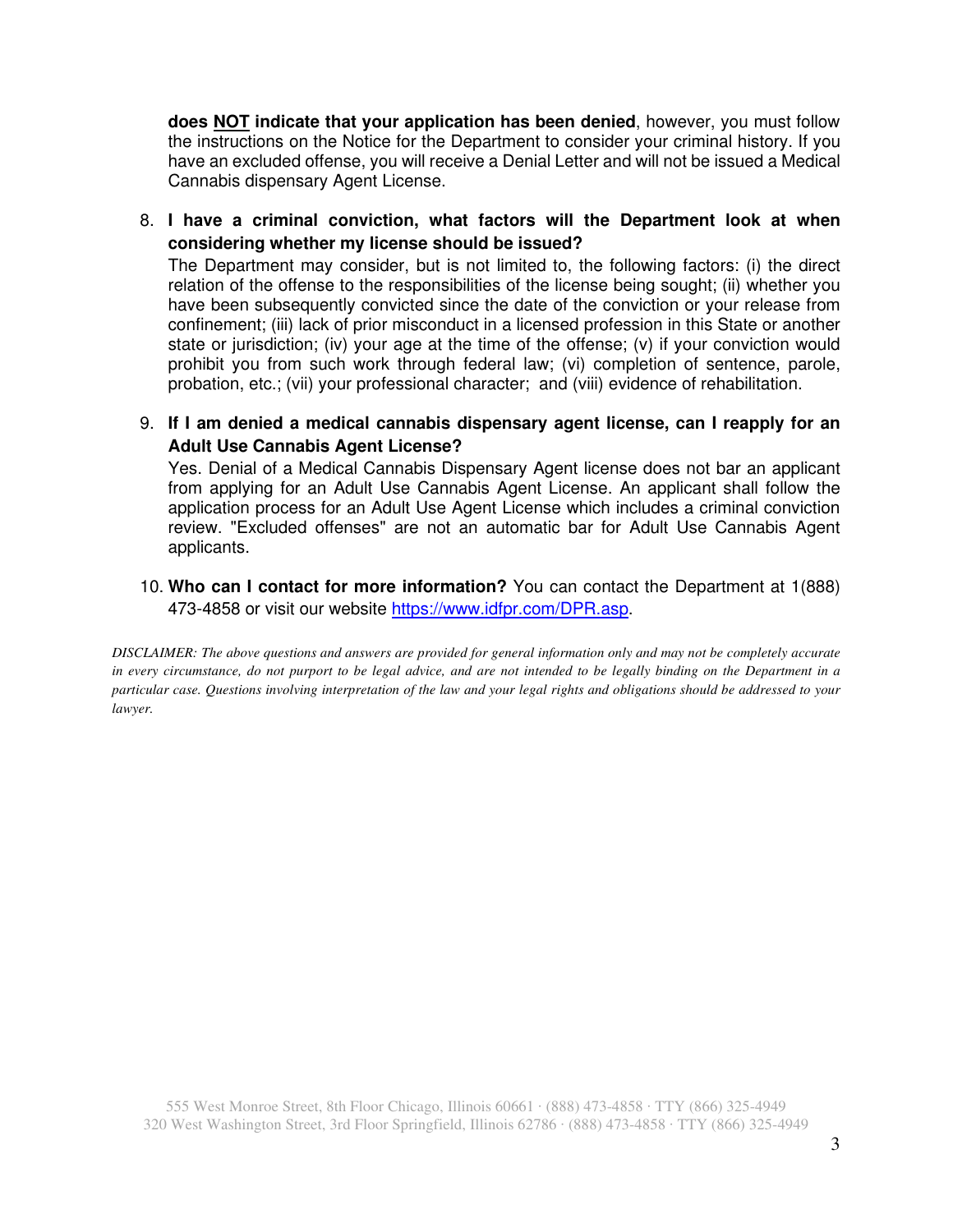**does NOT indicate that your application has been denied**, however, you must follow the instructions on the Notice for the Department to consider your criminal history. If you have an excluded offense, you will receive a Denial Letter and will not be issued a Medical Cannabis dispensary Agent License.

8. **I have a criminal conviction, what factors will the Department look at when considering whether my license should be issued?**
   The Department may consider, but is not limited to, the following factors: (i) the direct relation of the offense to the responsibilities of the license being sought; (ii) whether you have been subsequently convicted since the date of the conviction or your release from confinement; (iii) lack of prior misconduct in a licensed profession in this State or another state or jurisdiction; (iv) your age at the time of the offense; (v) if your conviction would prohibit you from such work through federal law; (vi) completion of sentence, parole, probation, etc.; (vii) your professional character; and (viii) evidence of rehabilitation.

9. **If I am denied a medical cannabis dispensary agent license, can I reapply for an Adult Use Cannabis Agent License?**
   Yes. Denial of a Medical Cannabis Dispensary Agent license does not bar an applicant from applying for an Adult Use Cannabis Agent License. An applicant shall follow the application process for an Adult Use Agent License which includes a criminal conviction review. "Excluded offenses" are not an automatic bar for Adult Use Cannabis Agent applicants.

10. **Who can I contact for more information?** You can contact the Department at 1(888) 473-4858 or visit our website [https://www.idfpr.com/DPR.asp](https://www.idfpr.com/DPR.asp).

*DISCLAIMER: The above questions and answers are provided for general information only and may not be completely accurate in every circumstance, do not purport to be legal advice, and are not intended to be legally binding on the Department in a particular case. Questions involving interpretation of the law and your legal rights and obligations should be addressed to your lawyer.*

555 West Monroe Street, 8th Floor Chicago, Illinois 60661 · (888) 473-4858 · TTY (866) 325-4949
320 West Washington Street, 3rd Floor Springfield, Illinois 62786 · (888) 473-4858 · TTY (866) 325-4949